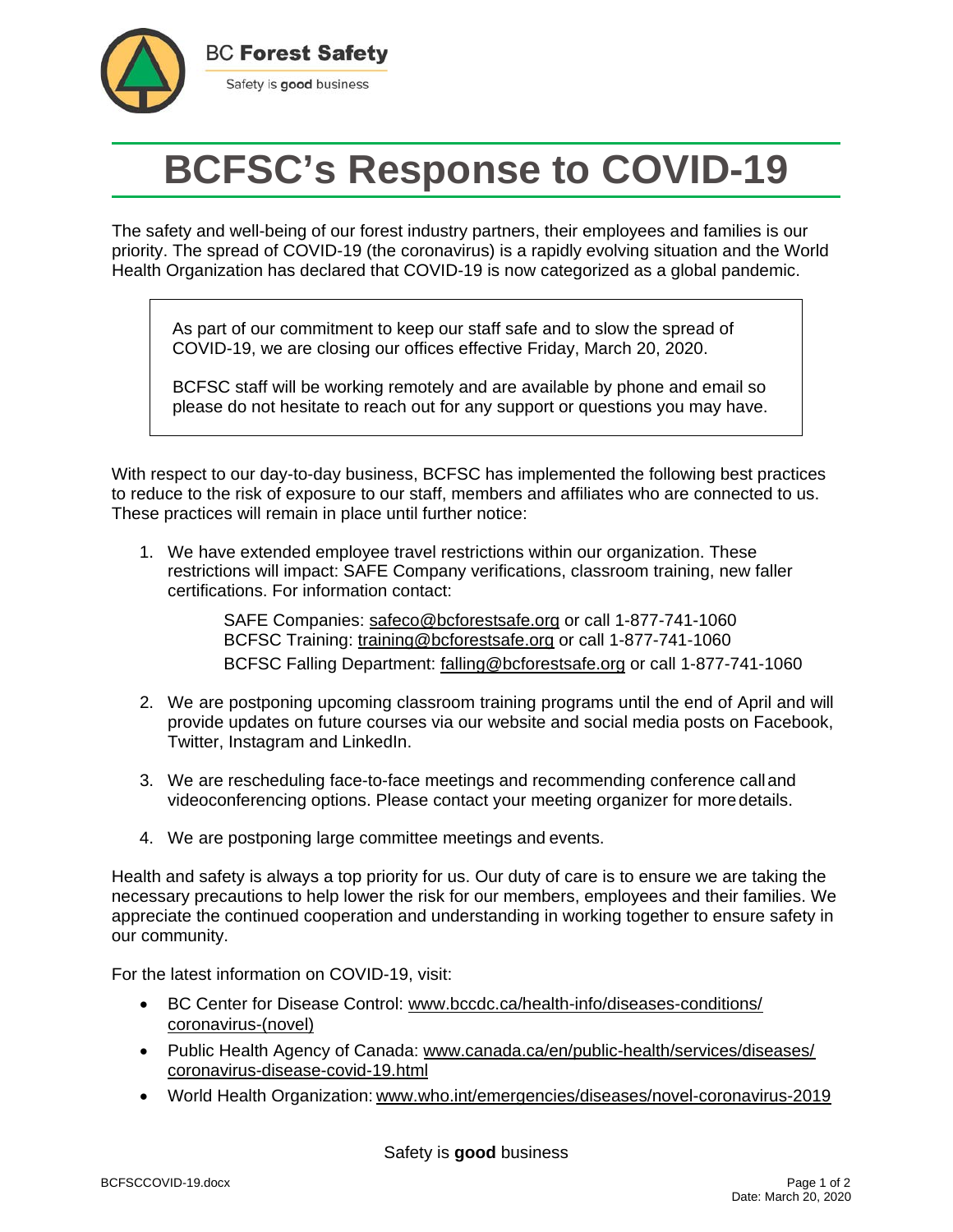BC **Forest Safety**

Safety is **good** business

# BCFSC's Response to COVID-19

The safety and well-being of our forest industry partners, their employees and families is our priority. The spread of COVID-19 (the coronavirus) is a rapidly evolving situation and the World Health Organization has declared that COVID-19 is now categorized as a global pandemic.

> As part of our commitment to keep our staff safe and to slow the spread of COVID-19, we are closing our offices effective Friday, March 20, 2020.
>
> BCFSC staff will be working remotely and are available by phone and email so please do not hesitate to reach out for any support or questions you may have.

With respect to our day-to-day business, BCFSC has implemented the following best practices to reduce to the risk of exposure to our staff, members and affiliates who are connected to us. These practices will remain in place until further notice:

1. We have extended employee travel restrictions within our organization. These restrictions will impact: SAFE Company verifications, classroom training, new faller certifications. For information contact:

   SAFE Companies: safeco@bcforestsafe.org or call 1-877-741-1060
   BCFSC Training: training@bcforestsafe.org or call 1-877-741-1060
   BCFSC Falling Department: falling@bcforestsafe.org or call 1-877-741-1060

2. We are postponing upcoming classroom training programs until the end of April and will provide updates on future courses via our website and social media posts on Facebook, Twitter, Instagram and LinkedIn.

3. We are rescheduling face-to-face meetings and recommending conference call and videoconferencing options. Please contact your meeting organizer for more details.

4. We are postponing large committee meetings and events.

Health and safety is always a top priority for us. Our duty of care is to ensure we are taking the necessary precautions to help lower the risk for our members, employees and their families. We appreciate the continued cooperation and understanding in working together to ensure safety in our community.

For the latest information on COVID-19, visit:

- BC Center for Disease Control: www.bccdc.ca/health-info/diseases-conditions/coronavirus-(novel)
- Public Health Agency of Canada: www.canada.ca/en/public-health/services/diseases/coronavirus-disease-covid-19.html
- World Health Organization: www.who.int/emergencies/diseases/novel-coronavirus-2019

Safety is **good** business

BCFSCCOVID-19.docx

Date: March 20, 2020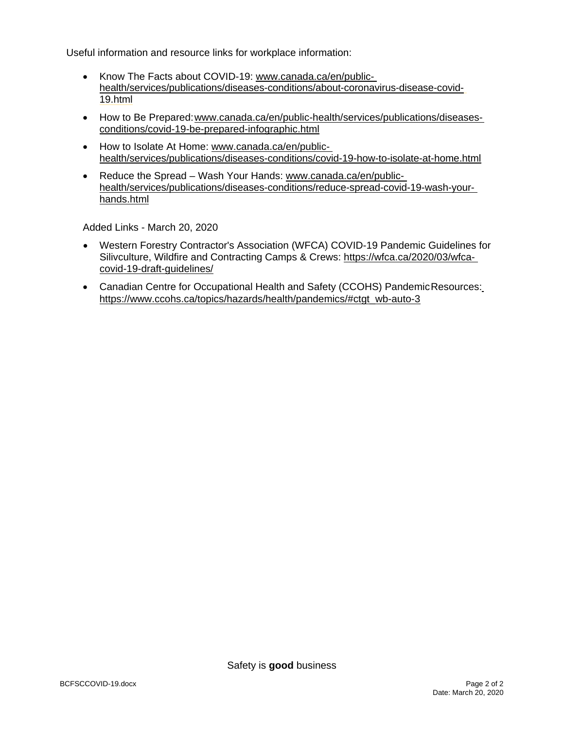Useful information and resource links for workplace information:

- Know The Facts about COVID-19: www.canada.ca/en/public-health/services/publications/diseases-conditions/about-coronavirus-disease-covid-19.html
- How to Be Prepared: www.canada.ca/en/public-health/services/publications/diseases-conditions/covid-19-be-prepared-infographic.html
- How to Isolate At Home: www.canada.ca/en/public-health/services/publications/diseases-conditions/covid-19-how-to-isolate-at-home.html
- Reduce the Spread – Wash Your Hands: www.canada.ca/en/public-health/services/publications/diseases-conditions/reduce-spread-covid-19-wash-your-hands.html

Added Links - March 20, 2020

- Western Forestry Contractor's Association (WFCA) COVID-19 Pandemic Guidelines for Silivculture, Wildfire and Contracting Camps & Crews: https://wfca.ca/2020/03/wfca-covid-19-draft-guidelines/
- Canadian Centre for Occupational Health and Safety (CCOHS) Pandemic Resources: https://www.ccohs.ca/topics/hazards/health/pandemics/#ctgt_wb-auto-3

Safety is **good** business